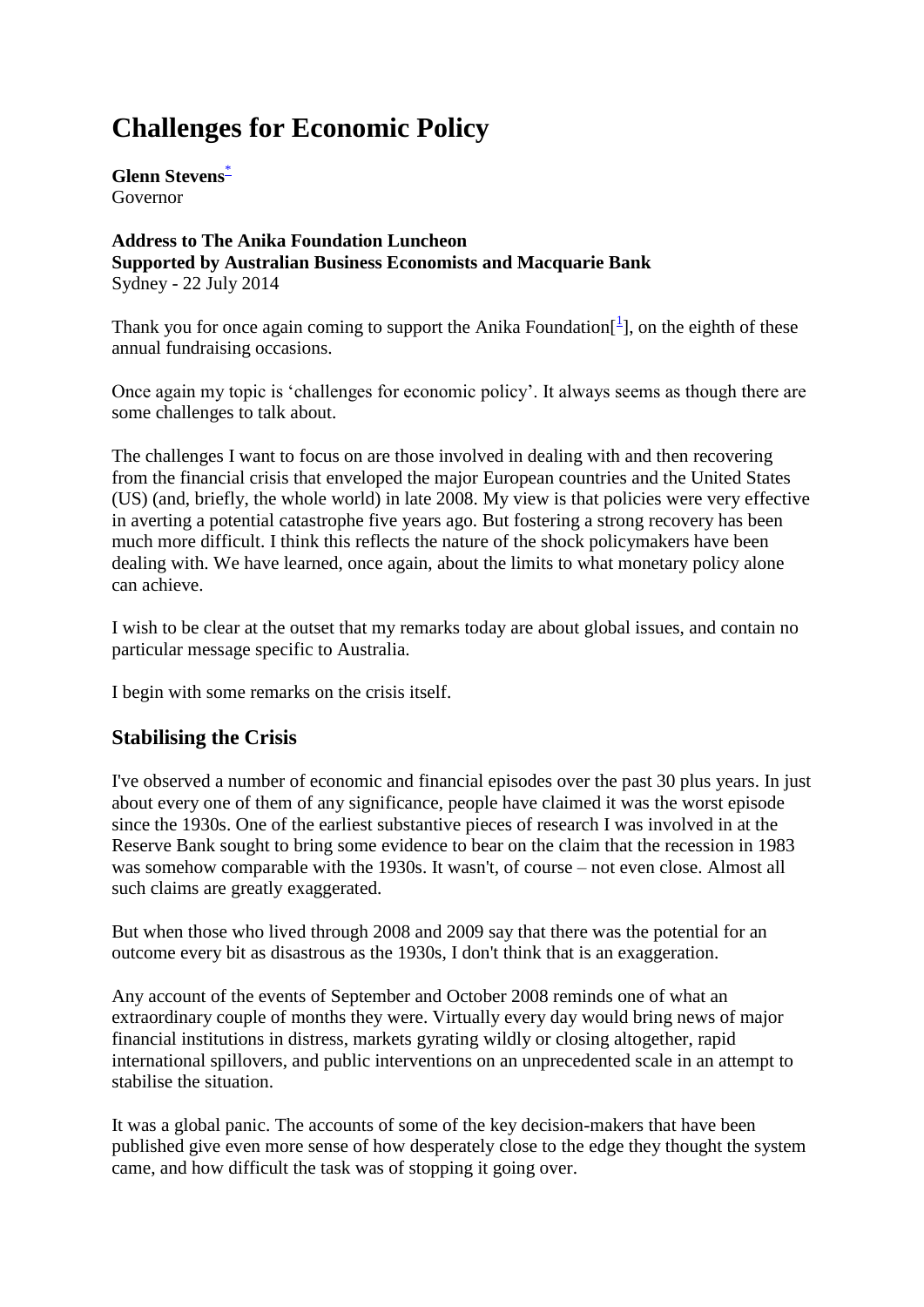# Challenges for Economic Policy

**Glenn Stevens**[*]
Governor

**Address to The Anika Foundation Luncheon**
**Supported by Australian Business Economists and Macquarie Bank**
Sydney - 22 July 2014

Thank you for once again coming to support the Anika Foundation[[1]], on the eighth of these annual fundraising occasions.

Once again my topic is 'challenges for economic policy'. It always seems as though there are some challenges to talk about.

The challenges I want to focus on are those involved in dealing with and then recovering from the financial crisis that enveloped the major European countries and the United States (US) (and, briefly, the whole world) in late 2008. My view is that policies were very effective in averting a potential catastrophe five years ago. But fostering a strong recovery has been much more difficult. I think this reflects the nature of the shock policymakers have been dealing with. We have learned, once again, about the limits to what monetary policy alone can achieve.

I wish to be clear at the outset that my remarks today are about global issues, and contain no particular message specific to Australia.

I begin with some remarks on the crisis itself.

## Stabilising the Crisis

I've observed a number of economic and financial episodes over the past 30 plus years. In just about every one of them of any significance, people have claimed it was the worst episode since the 1930s. One of the earliest substantive pieces of research I was involved in at the Reserve Bank sought to bring some evidence to bear on the claim that the recession in 1983 was somehow comparable with the 1930s. It wasn't, of course – not even close. Almost all such claims are greatly exaggerated.

But when those who lived through 2008 and 2009 say that there was the potential for an outcome every bit as disastrous as the 1930s, I don't think that is an exaggeration.

Any account of the events of September and October 2008 reminds one of what an extraordinary couple of months they were. Virtually every day would bring news of major financial institutions in distress, markets gyrating wildly or closing altogether, rapid international spillovers, and public interventions on an unprecedented scale in an attempt to stabilise the situation.

It was a global panic. The accounts of some of the key decision-makers that have been published give even more sense of how desperately close to the edge they thought the system came, and how difficult the task was of stopping it going over.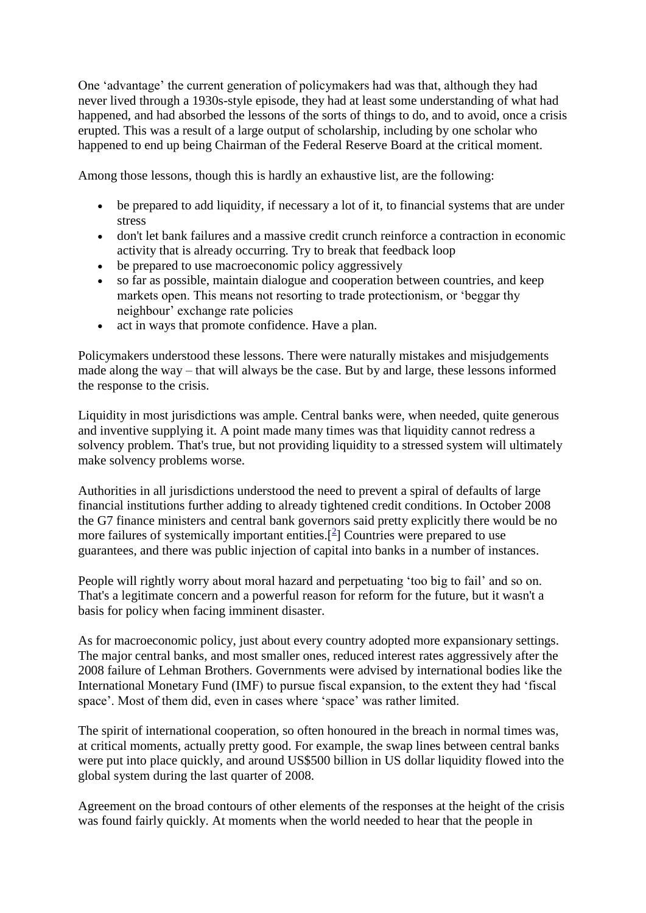One ‘advantage’ the current generation of policymakers had was that, although they had never lived through a 1930s-style episode, they had at least some understanding of what had happened, and had absorbed the lessons of the sorts of things to do, and to avoid, once a crisis erupted. This was a result of a large output of scholarship, including by one scholar who happened to end up being Chairman of the Federal Reserve Board at the critical moment.

Among those lessons, though this is hardly an exhaustive list, are the following:

- be prepared to add liquidity, if necessary a lot of it, to financial systems that are under stress
- don't let bank failures and a massive credit crunch reinforce a contraction in economic activity that is already occurring. Try to break that feedback loop
- be prepared to use macroeconomic policy aggressively
- so far as possible, maintain dialogue and cooperation between countries, and keep markets open. This means not resorting to trade protectionism, or ‘beggar thy neighbour’ exchange rate policies
- act in ways that promote confidence. Have a plan.

Policymakers understood these lessons. There were naturally mistakes and misjudgements made along the way – that will always be the case. But by and large, these lessons informed the response to the crisis.

Liquidity in most jurisdictions was ample. Central banks were, when needed, quite generous and inventive supplying it. A point made many times was that liquidity cannot redress a solvency problem. That's true, but not providing liquidity to a stressed system will ultimately make solvency problems worse.

Authorities in all jurisdictions understood the need to prevent a spiral of defaults of large financial institutions further adding to already tightened credit conditions. In October 2008 the G7 finance ministers and central bank governors said pretty explicitly there would be no more failures of systemically important entities.[2] Countries were prepared to use guarantees, and there was public injection of capital into banks in a number of instances.

People will rightly worry about moral hazard and perpetuating ‘too big to fail’ and so on. That's a legitimate concern and a powerful reason for reform for the future, but it wasn't a basis for policy when facing imminent disaster.

As for macroeconomic policy, just about every country adopted more expansionary settings. The major central banks, and most smaller ones, reduced interest rates aggressively after the 2008 failure of Lehman Brothers. Governments were advised by international bodies like the International Monetary Fund (IMF) to pursue fiscal expansion, to the extent they had ‘fiscal space’. Most of them did, even in cases where ‘space’ was rather limited.

The spirit of international cooperation, so often honoured in the breach in normal times was, at critical moments, actually pretty good. For example, the swap lines between central banks were put into place quickly, and around US$500 billion in US dollar liquidity flowed into the global system during the last quarter of 2008.

Agreement on the broad contours of other elements of the responses at the height of the crisis was found fairly quickly. At moments when the world needed to hear that the people in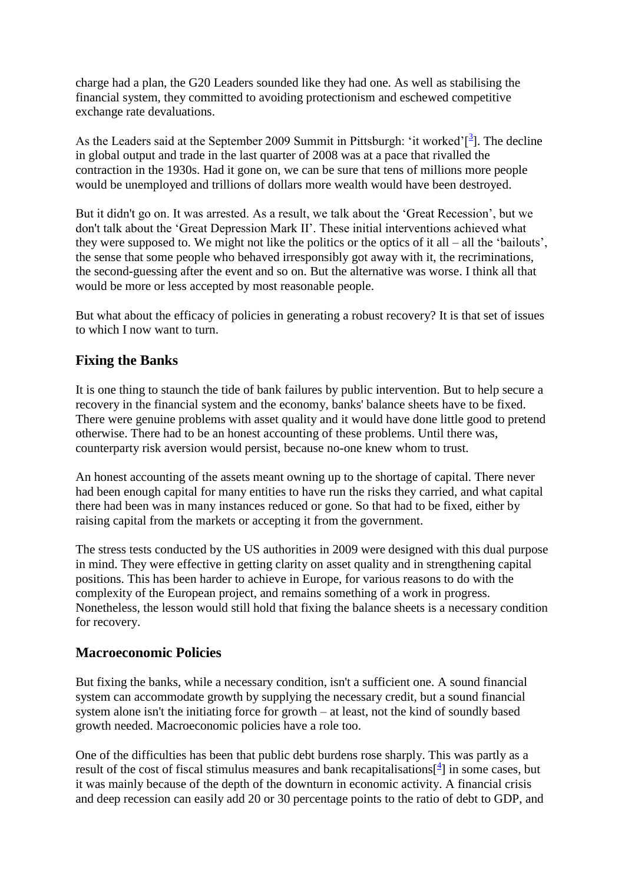charge had a plan, the G20 Leaders sounded like they had one. As well as stabilising the financial system, they committed to avoiding protectionism and eschewed competitive exchange rate devaluations.

As the Leaders said at the September 2009 Summit in Pittsburgh: 'it worked'[3]. The decline in global output and trade in the last quarter of 2008 was at a pace that rivalled the contraction in the 1930s. Had it gone on, we can be sure that tens of millions more people would be unemployed and trillions of dollars more wealth would have been destroyed.

But it didn't go on. It was arrested. As a result, we talk about the 'Great Recession', but we don't talk about the 'Great Depression Mark II'. These initial interventions achieved what they were supposed to. We might not like the politics or the optics of it all – all the 'bailouts', the sense that some people who behaved irresponsibly got away with it, the recriminations, the second-guessing after the event and so on. But the alternative was worse. I think all that would be more or less accepted by most reasonable people.

But what about the efficacy of policies in generating a robust recovery? It is that set of issues to which I now want to turn.

## Fixing the Banks

It is one thing to staunch the tide of bank failures by public intervention. But to help secure a recovery in the financial system and the economy, banks' balance sheets have to be fixed. There were genuine problems with asset quality and it would have done little good to pretend otherwise. There had to be an honest accounting of these problems. Until there was, counterparty risk aversion would persist, because no-one knew whom to trust.

An honest accounting of the assets meant owning up to the shortage of capital. There never had been enough capital for many entities to have run the risks they carried, and what capital there had been was in many instances reduced or gone. So that had to be fixed, either by raising capital from the markets or accepting it from the government.

The stress tests conducted by the US authorities in 2009 were designed with this dual purpose in mind. They were effective in getting clarity on asset quality and in strengthening capital positions. This has been harder to achieve in Europe, for various reasons to do with the complexity of the European project, and remains something of a work in progress. Nonetheless, the lesson would still hold that fixing the balance sheets is a necessary condition for recovery.

## Macroeconomic Policies

But fixing the banks, while a necessary condition, isn't a sufficient one. A sound financial system can accommodate growth by supplying the necessary credit, but a sound financial system alone isn't the initiating force for growth – at least, not the kind of soundly based growth needed. Macroeconomic policies have a role too.

One of the difficulties has been that public debt burdens rose sharply. This was partly as a result of the cost of fiscal stimulus measures and bank recapitalisations[4] in some cases, but it was mainly because of the depth of the downturn in economic activity. A financial crisis and deep recession can easily add 20 or 30 percentage points to the ratio of debt to GDP, and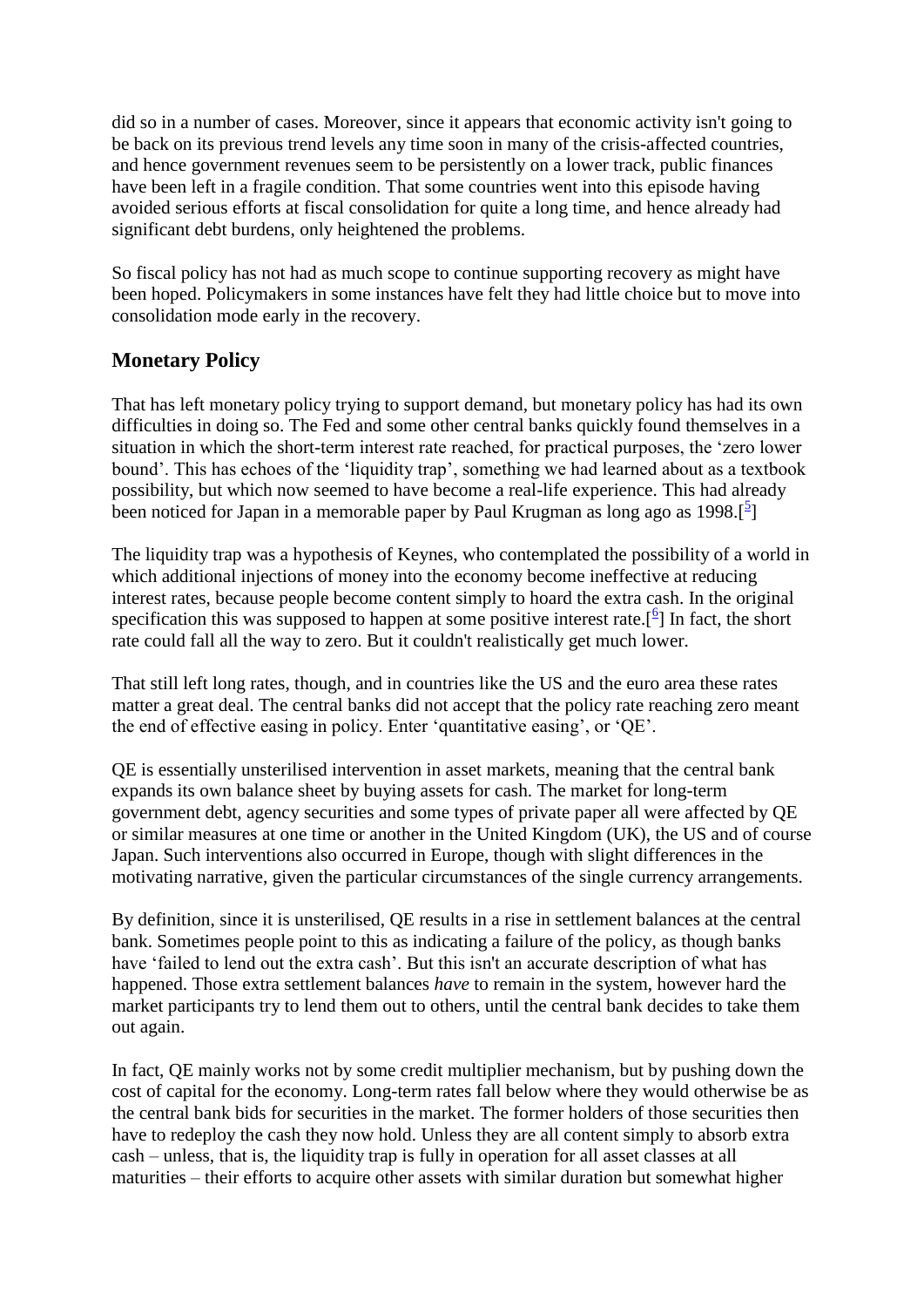did so in a number of cases. Moreover, since it appears that economic activity isn't going to be back on its previous trend levels any time soon in many of the crisis-affected countries, and hence government revenues seem to be persistently on a lower track, public finances have been left in a fragile condition. That some countries went into this episode having avoided serious efforts at fiscal consolidation for quite a long time, and hence already had significant debt burdens, only heightened the problems.

So fiscal policy has not had as much scope to continue supporting recovery as might have been hoped. Policymakers in some instances have felt they had little choice but to move into consolidation mode early in the recovery.

## Monetary Policy

That has left monetary policy trying to support demand, but monetary policy has had its own difficulties in doing so. The Fed and some other central banks quickly found themselves in a situation in which the short-term interest rate reached, for practical purposes, the 'zero lower bound'. This has echoes of the 'liquidity trap', something we had learned about as a textbook possibility, but which now seemed to have become a real-life experience. This had already been noticed for Japan in a memorable paper by Paul Krugman as long ago as 1998.[5]

The liquidity trap was a hypothesis of Keynes, who contemplated the possibility of a world in which additional injections of money into the economy become ineffective at reducing interest rates, because people become content simply to hoard the extra cash. In the original specification this was supposed to happen at some positive interest rate.[6] In fact, the short rate could fall all the way to zero. But it couldn't realistically get much lower.

That still left long rates, though, and in countries like the US and the euro area these rates matter a great deal. The central banks did not accept that the policy rate reaching zero meant the end of effective easing in policy. Enter 'quantitative easing', or 'QE'.

QE is essentially unsterilised intervention in asset markets, meaning that the central bank expands its own balance sheet by buying assets for cash. The market for long-term government debt, agency securities and some types of private paper all were affected by QE or similar measures at one time or another in the United Kingdom (UK), the US and of course Japan. Such interventions also occurred in Europe, though with slight differences in the motivating narrative, given the particular circumstances of the single currency arrangements.

By definition, since it is unsterilised, QE results in a rise in settlement balances at the central bank. Sometimes people point to this as indicating a failure of the policy, as though banks have 'failed to lend out the extra cash'. But this isn't an accurate description of what has happened. Those extra settlement balances *have* to remain in the system, however hard the market participants try to lend them out to others, until the central bank decides to take them out again.

In fact, QE mainly works not by some credit multiplier mechanism, but by pushing down the cost of capital for the economy. Long-term rates fall below where they would otherwise be as the central bank bids for securities in the market. The former holders of those securities then have to redeploy the cash they now hold. Unless they are all content simply to absorb extra cash – unless, that is, the liquidity trap is fully in operation for all asset classes at all maturities – their efforts to acquire other assets with similar duration but somewhat higher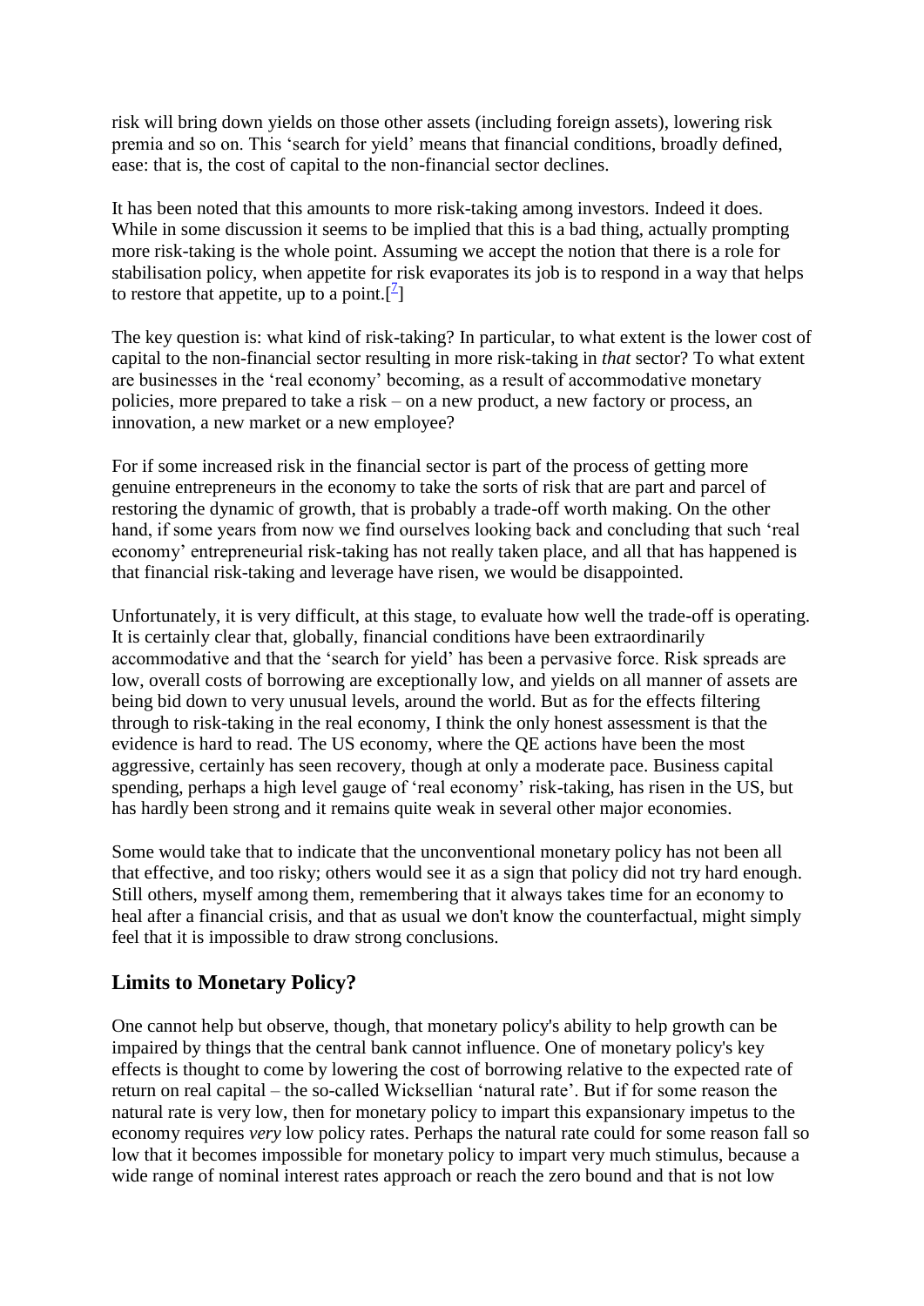risk will bring down yields on those other assets (including foreign assets), lowering risk premia and so on. This 'search for yield' means that financial conditions, broadly defined, ease: that is, the cost of capital to the non-financial sector declines.

It has been noted that this amounts to more risk-taking among investors. Indeed it does. While in some discussion it seems to be implied that this is a bad thing, actually prompting more risk-taking is the whole point. Assuming we accept the notion that there is a role for stabilisation policy, when appetite for risk evaporates its job is to respond in a way that helps to restore that appetite, up to a point.[7]

The key question is: what kind of risk-taking? In particular, to what extent is the lower cost of capital to the non-financial sector resulting in more risk-taking in *that* sector? To what extent are businesses in the 'real economy' becoming, as a result of accommodative monetary policies, more prepared to take a risk – on a new product, a new factory or process, an innovation, a new market or a new employee?

For if some increased risk in the financial sector is part of the process of getting more genuine entrepreneurs in the economy to take the sorts of risk that are part and parcel of restoring the dynamic of growth, that is probably a trade-off worth making. On the other hand, if some years from now we find ourselves looking back and concluding that such 'real economy' entrepreneurial risk-taking has not really taken place, and all that has happened is that financial risk-taking and leverage have risen, we would be disappointed.

Unfortunately, it is very difficult, at this stage, to evaluate how well the trade-off is operating. It is certainly clear that, globally, financial conditions have been extraordinarily accommodative and that the 'search for yield' has been a pervasive force. Risk spreads are low, overall costs of borrowing are exceptionally low, and yields on all manner of assets are being bid down to very unusual levels, around the world. But as for the effects filtering through to risk-taking in the real economy, I think the only honest assessment is that the evidence is hard to read. The US economy, where the QE actions have been the most aggressive, certainly has seen recovery, though at only a moderate pace. Business capital spending, perhaps a high level gauge of 'real economy' risk-taking, has risen in the US, but has hardly been strong and it remains quite weak in several other major economies.

Some would take that to indicate that the unconventional monetary policy has not been all that effective, and too risky; others would see it as a sign that policy did not try hard enough. Still others, myself among them, remembering that it always takes time for an economy to heal after a financial crisis, and that as usual we don't know the counterfactual, might simply feel that it is impossible to draw strong conclusions.

## Limits to Monetary Policy?

One cannot help but observe, though, that monetary policy's ability to help growth can be impaired by things that the central bank cannot influence. One of monetary policy's key effects is thought to come by lowering the cost of borrowing relative to the expected rate of return on real capital – the so-called Wicksellian 'natural rate'. But if for some reason the natural rate is very low, then for monetary policy to impart this expansionary impetus to the economy requires *very* low policy rates. Perhaps the natural rate could for some reason fall so low that it becomes impossible for monetary policy to impart very much stimulus, because a wide range of nominal interest rates approach or reach the zero bound and that is not low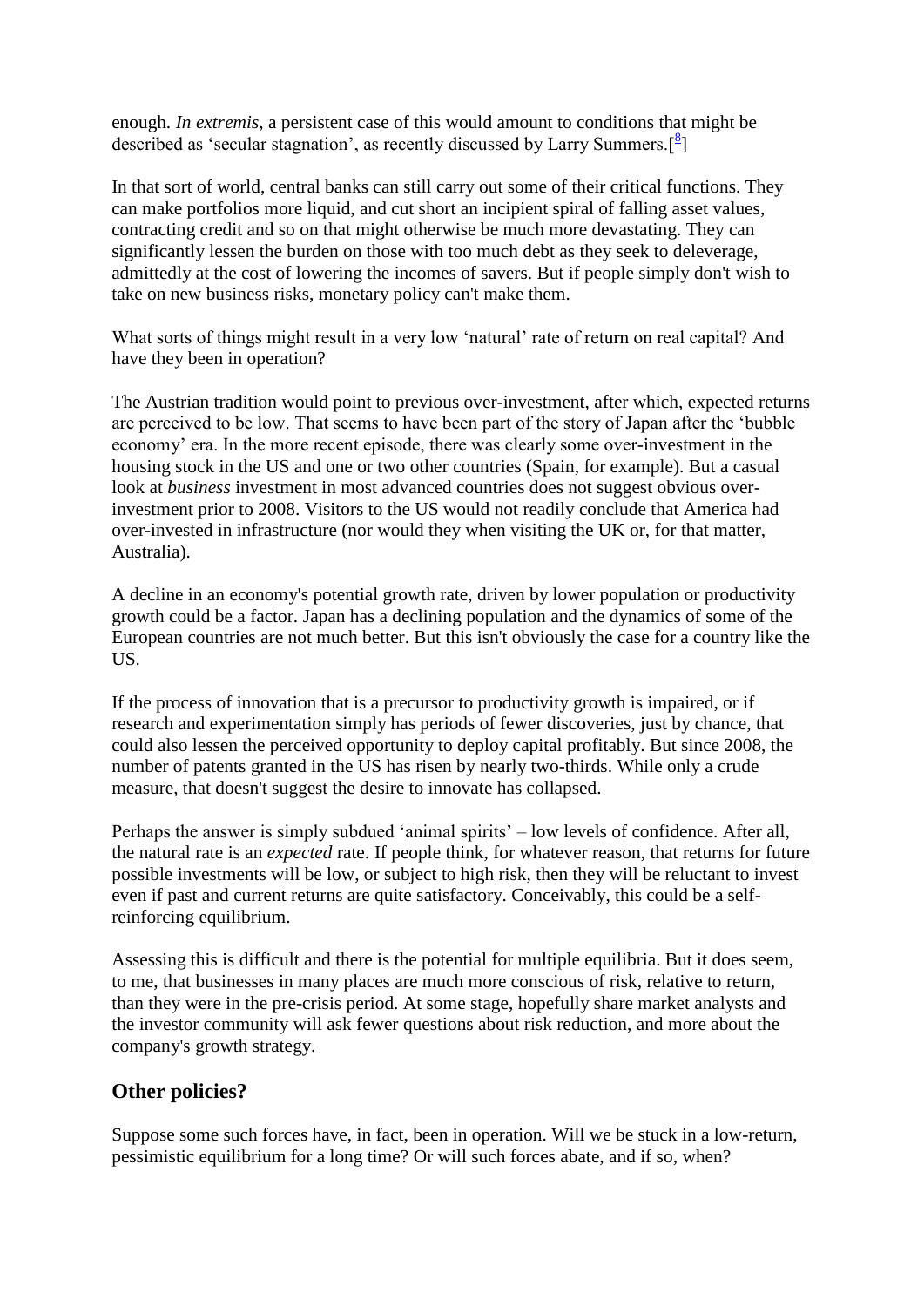enough. *In extremis*, a persistent case of this would amount to conditions that might be described as 'secular stagnation', as recently discussed by Larry Summers.[8]

In that sort of world, central banks can still carry out some of their critical functions. They can make portfolios more liquid, and cut short an incipient spiral of falling asset values, contracting credit and so on that might otherwise be much more devastating. They can significantly lessen the burden on those with too much debt as they seek to deleverage, admittedly at the cost of lowering the incomes of savers. But if people simply don't wish to take on new business risks, monetary policy can't make them.

What sorts of things might result in a very low 'natural' rate of return on real capital? And have they been in operation?

The Austrian tradition would point to previous over-investment, after which, expected returns are perceived to be low. That seems to have been part of the story of Japan after the 'bubble economy' era. In the more recent episode, there was clearly some over-investment in the housing stock in the US and one or two other countries (Spain, for example). But a casual look at *business* investment in most advanced countries does not suggest obvious over-investment prior to 2008. Visitors to the US would not readily conclude that America had over-invested in infrastructure (nor would they when visiting the UK or, for that matter, Australia).

A decline in an economy's potential growth rate, driven by lower population or productivity growth could be a factor. Japan has a declining population and the dynamics of some of the European countries are not much better. But this isn't obviously the case for a country like the US.

If the process of innovation that is a precursor to productivity growth is impaired, or if research and experimentation simply has periods of fewer discoveries, just by chance, that could also lessen the perceived opportunity to deploy capital profitably. But since 2008, the number of patents granted in the US has risen by nearly two-thirds. While only a crude measure, that doesn't suggest the desire to innovate has collapsed.

Perhaps the answer is simply subdued 'animal spirits' – low levels of confidence. After all, the natural rate is an *expected* rate. If people think, for whatever reason, that returns for future possible investments will be low, or subject to high risk, then they will be reluctant to invest even if past and current returns are quite satisfactory. Conceivably, this could be a self-reinforcing equilibrium.

Assessing this is difficult and there is the potential for multiple equilibria. But it does seem, to me, that businesses in many places are much more conscious of risk, relative to return, than they were in the pre-crisis period. At some stage, hopefully share market analysts and the investor community will ask fewer questions about risk reduction, and more about the company's growth strategy.

## Other policies?

Suppose some such forces have, in fact, been in operation. Will we be stuck in a low-return, pessimistic equilibrium for a long time? Or will such forces abate, and if so, when?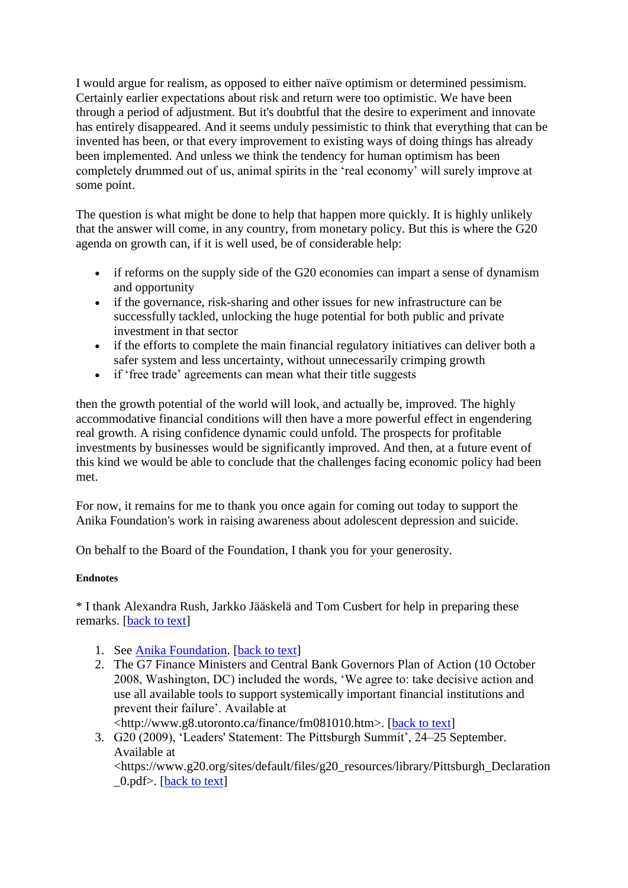I would argue for realism, as opposed to either naïve optimism or determined pessimism. Certainly earlier expectations about risk and return were too optimistic. We have been through a period of adjustment. But it's doubtful that the desire to experiment and innovate has entirely disappeared. And it seems unduly pessimistic to think that everything that can be invented has been, or that every improvement to existing ways of doing things has already been implemented. And unless we think the tendency for human optimism has been completely drummed out of us, animal spirits in the 'real economy' will surely improve at some point.

The question is what might be done to help that happen more quickly. It is highly unlikely that the answer will come, in any country, from monetary policy. But this is where the G20 agenda on growth can, if it is well used, be of considerable help:

- if reforms on the supply side of the G20 economies can impart a sense of dynamism and opportunity
- if the governance, risk-sharing and other issues for new infrastructure can be successfully tackled, unlocking the huge potential for both public and private investment in that sector
- if the efforts to complete the main financial regulatory initiatives can deliver both a safer system and less uncertainty, without unnecessarily crimping growth
- if 'free trade' agreements can mean what their title suggests

then the growth potential of the world will look, and actually be, improved. The highly accommodative financial conditions will then have a more powerful effect in engendering real growth. A rising confidence dynamic could unfold. The prospects for profitable investments by businesses would be significantly improved. And then, at a future event of this kind we would be able to conclude that the challenges facing economic policy had been met.

For now, it remains for me to thank you once again for coming out today to support the Anika Foundation's work in raising awareness about adolescent depression and suicide.

On behalf to the Board of the Foundation, I thank you for your generosity.

#### Endnotes

* I thank Alexandra Rush, Jarkko Jääskelä and Tom Cusbert for help in preparing these remarks. [back to text]

1. See Anika Foundation. [back to text]
2. The G7 Finance Ministers and Central Bank Governors Plan of Action (10 October 2008, Washington, DC) included the words, 'We agree to: take decisive action and use all available tools to support systemically important financial institutions and prevent their failure'. Available at <http://www.g8.utoronto.ca/finance/fm081010.htm>. [back to text]
3. G20 (2009), 'Leaders' Statement: The Pittsburgh Summit', 24–25 September. Available at <https://www.g20.org/sites/default/files/g20_resources/library/Pittsburgh_Declaration_0.pdf>. [back to text]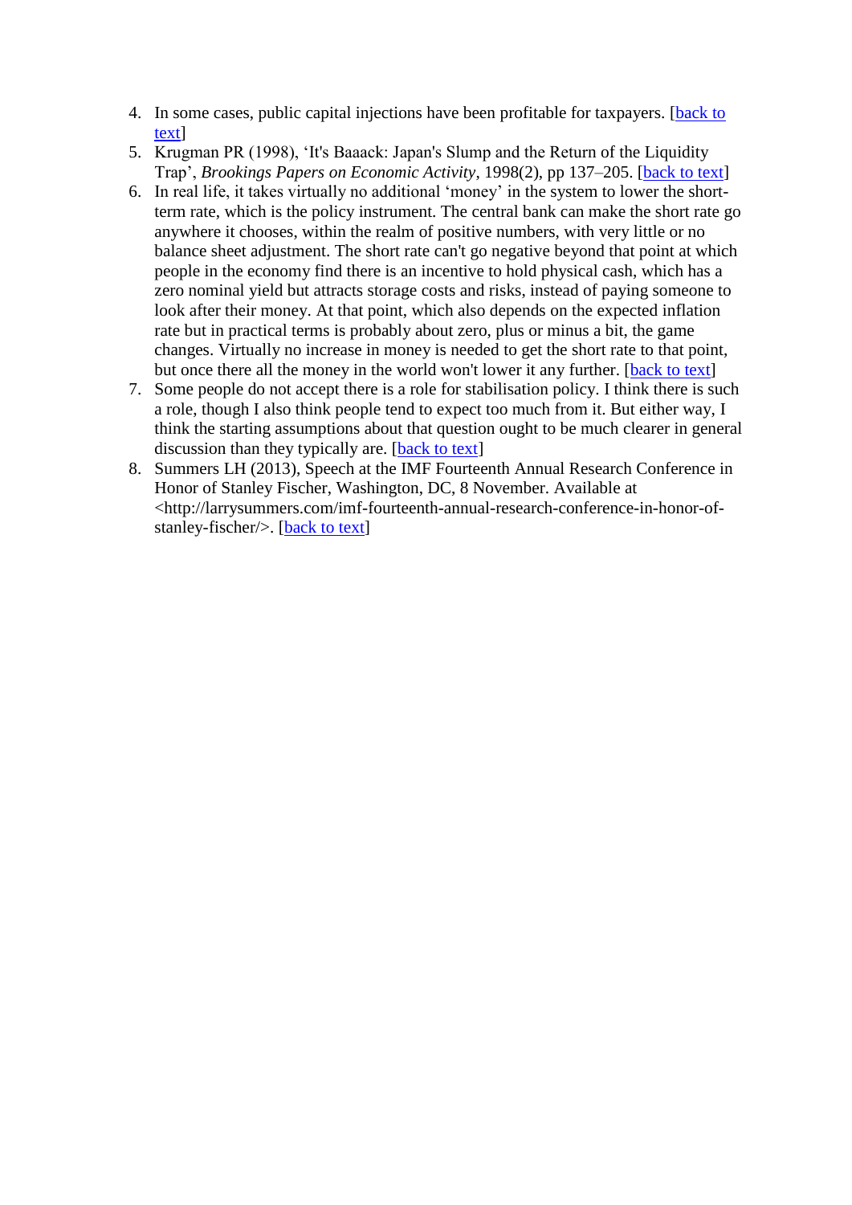4. In some cases, public capital injections have been profitable for taxpayers. [back to text]
5. Krugman PR (1998), 'It's Baaack: Japan's Slump and the Return of the Liquidity Trap', *Brookings Papers on Economic Activity*, 1998(2), pp 137–205. [back to text]
6. In real life, it takes virtually no additional 'money' in the system to lower the short-term rate, which is the policy instrument. The central bank can make the short rate go anywhere it chooses, within the realm of positive numbers, with very little or no balance sheet adjustment. The short rate can't go negative beyond that point at which people in the economy find there is an incentive to hold physical cash, which has a zero nominal yield but attracts storage costs and risks, instead of paying someone to look after their money. At that point, which also depends on the expected inflation rate but in practical terms is probably about zero, plus or minus a bit, the game changes. Virtually no increase in money is needed to get the short rate to that point, but once there all the money in the world won't lower it any further. [back to text]
7. Some people do not accept there is a role for stabilisation policy. I think there is such a role, though I also think people tend to expect too much from it. But either way, I think the starting assumptions about that question ought to be much clearer in general discussion than they typically are. [back to text]
8. Summers LH (2013), Speech at the IMF Fourteenth Annual Research Conference in Honor of Stanley Fischer, Washington, DC, 8 November. Available at <http://larrysummers.com/imf-fourteenth-annual-research-conference-in-honor-of-stanley-fischer/>. [back to text]